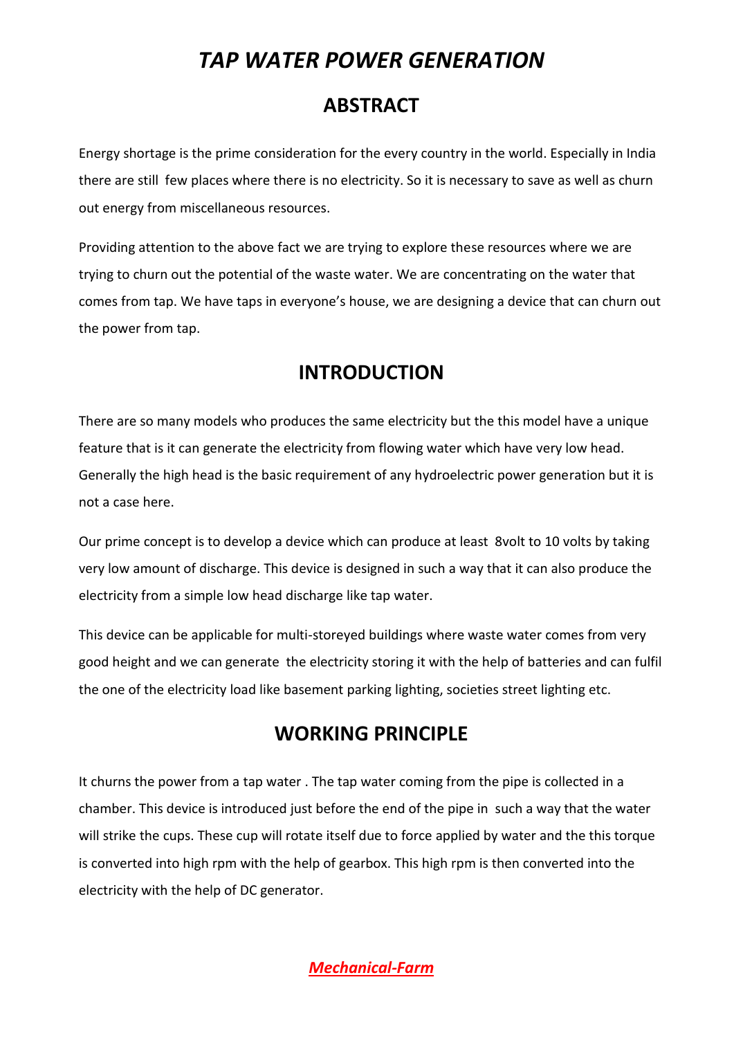# *TAP WATER POWER GENERATION*

## ABSTRACT

Energy shortage is the prime consideration for the every country in the world. Especially in India there are still few places where there is no electricity. So it is necessary to save as well as churn out energy from miscellaneous resources.

Providing attention to the above fact we are trying to explore these resources where we are trying to churn out the potential of the waste water. We are concentrating on the water that comes from tap. We have taps in everyone's house, we are designing a device that can churn out the power from tap.

## INTRODUCTION

There are so many models who produces the same electricity but the this model have a unique feature that is it can generate the electricity from flowing water which have very low head. Generally the high head is the basic requirement of any hydroelectric power generation but it is not a case here.

Our prime concept is to develop a device which can produce at least 8volt to 10 volts by taking very low amount of discharge. This device is designed in such a way that it can also produce the electricity from a simple low head discharge like tap water.

This device can be applicable for multi-storeyed buildings where waste water comes from very good height and we can generate the electricity storing it with the help of batteries and can fulfil the one of the electricity load like basement parking lighting, societies street lighting etc.

## WORKING PRINCIPLE

It churns the power from a tap water . The tap water coming from the pipe is collected in a chamber. This device is introduced just before the end of the pipe in such a way that the water will strike the cups. These cup will rotate itself due to force applied by water and the this torque is converted into high rpm with the help of gearbox. This high rpm is then converted into the electricity with the help of DC generator.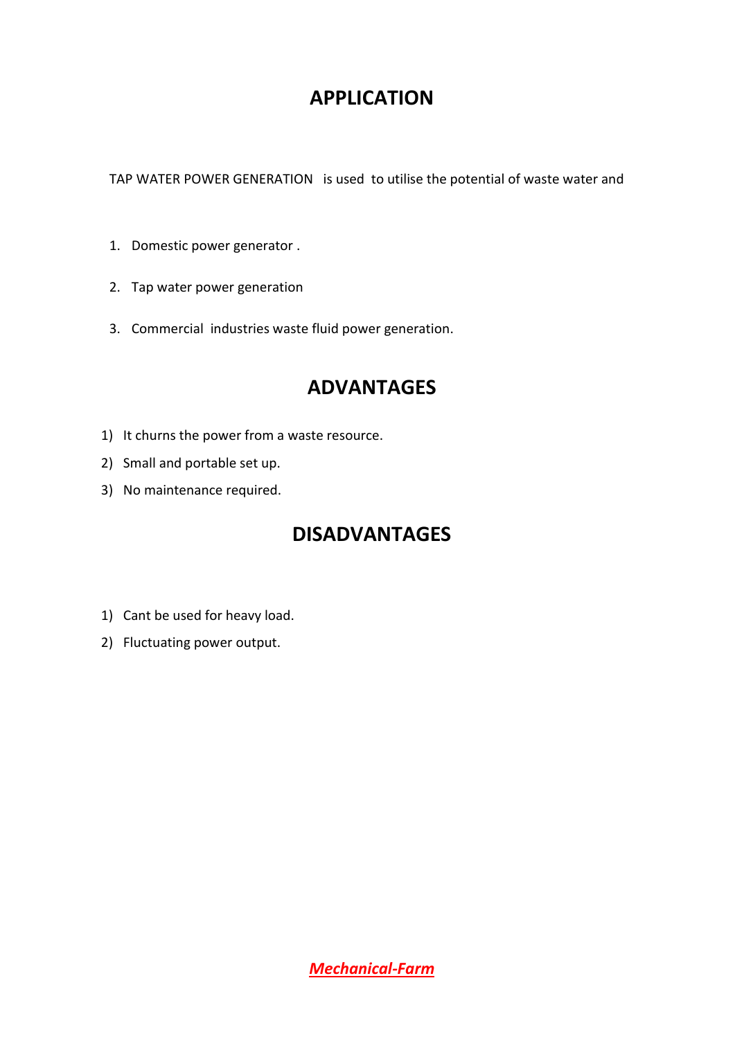# APPLICATION

TAP WATER POWER GENERATION is used to utilise the potential of waste water and

1. Domestic power generator .
2. Tap water power generation
3. Commercial industries waste fluid power generation.

# ADVANTAGES

1) It churns the power from a waste resource.
2) Small and portable set up.
3) No maintenance required.

# DISADVANTAGES

1) Cant be used for heavy load.
2) Fluctuating power output.

***Mechanical-Farm***